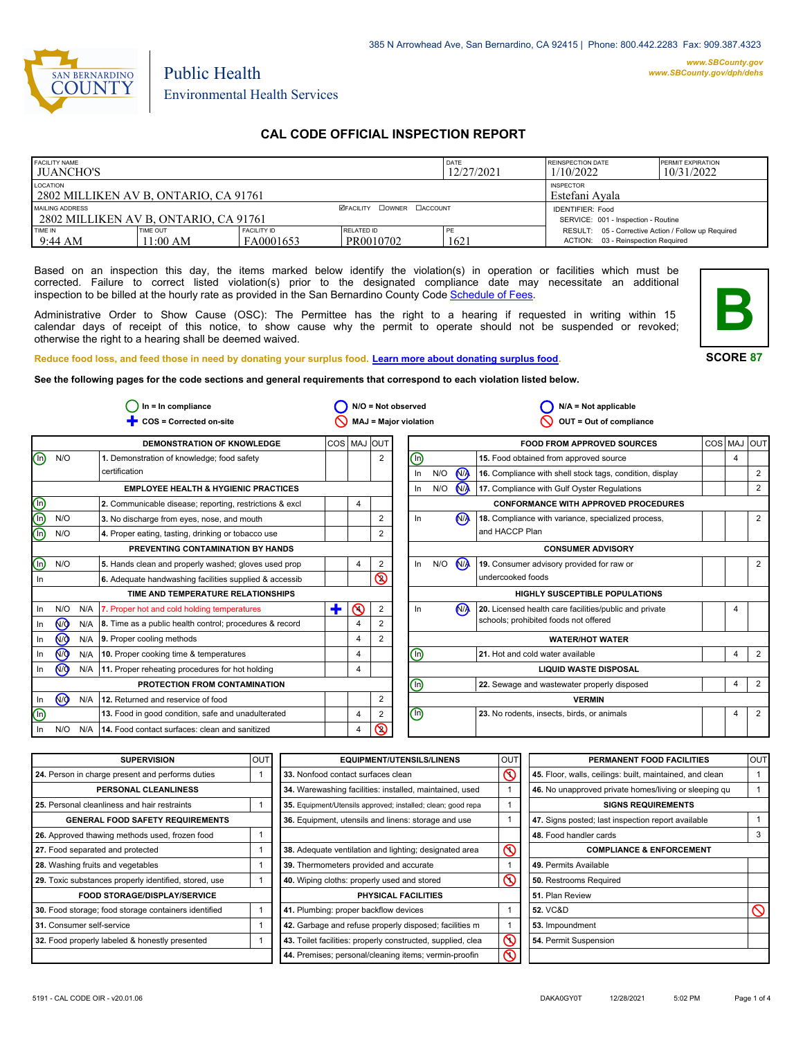385 N Arrowhead Ave, San Bernardino, CA 92415 | Phone: 800.442.2283 Fax: 909.387.4323

SAN BERNARDINO COUNTY

**Public Health**
Environmental Health Services

www.SBCounty.gov
www.SBCounty.gov/dph/dehs

# CAL CODE OFFICIAL INSPECTION REPORT

| FACILITY NAME | | | | DATE | REINSPECTION DATE | PERMIT EXPIRATION |
|---|---|---|---|---|---|---|
| JUANCHO'S | | | | 12/27/2021 | 1/10/2022 | 10/31/2022 |
| LOCATION: 2802 MILLIKEN AV B, ONTARIO, CA 91761 | | | | | INSPECTOR: Estefani Ayala | |
| MAILING ADDRESS: 2802 MILLIKEN AV B, ONTARIO, CA 91761 | | | ☑FACILITY ☐OWNER ☐ACCOUNT | | IDENTIFIER: Food<br>SERVICE: 001 - Inspection - Routine | |
| TIME IN | TIME OUT | FACILITY ID | RELATED ID | PE | RESULT: 05 - Corrective Action / Follow up Required<br>ACTION: 03 - Reinspection Required | |
| 9:44 AM | 11:00 AM | FA0001653 | PR0010702 | 1621 | | |

Based on an inspection this day, the items marked below identify the violation(s) in operation or facilities which must be corrected. Failure to correct listed violation(s) prior to the designated compliance date may necessitate an additional inspection to be billed at the hourly rate as provided in the San Bernardino County Code Schedule of Fees.

Administrative Order to Show Cause (OSC): The Permittee has the right to a hearing if requested in writing within 15 calendar days of receipt of this notice, to show cause why the permit to operate should not be suspended or revoked; otherwise the right to a hearing shall be deemed waived.

**B**
**SCORE 87**

Reduce food loss, and feed those in need by donating your surplus food. Learn more about donating surplus food.

**See the following pages for the code sections and general requirements that correspond to each violation listed below.**

In = In compliance | N/O = Not observed | N/A = Not applicable
COS = Corrected on-site | MAJ = Major violation | OUT = Out of compliance

| | | | DEMONSTRATION OF KNOWLEDGE | COS | MAJ | OUT |
|---|---|---|---|---|---|---|
| **(In)** | N/O | | 1. Demonstration of knowledge; food safety certification | | | 2 |
| | | | **EMPLOYEE HEALTH & HYGIENIC PRACTICES** | | | |
| **(In)** | | | 2. Communicable disease; reporting, restrictions & excl | | 4 | |
| **(In)** | N/O | | 3. No discharge from eyes, nose, and mouth | | | 2 |
| **(In)** | N/O | | 4. Proper eating, tasting, drinking or tobacco use | | | 2 |
| | | | **PREVENTING CONTAMINATION BY HANDS** | | | |
| **(In)** | N/O | | 5. Hands clean and properly washed; gloves used prop | | 4 | 2 |
| In | | | 6. Adequate handwashing facilities supplied & accessib | | | **OUT (2)** |
| | | | **TIME AND TEMPERATURE RELATIONSHIPS** | | | |
| In | N/O | N/A | 7. Proper hot and cold holding temperatures | **COS** | **MAJ (4)** | 2 |
| In | **(N/O)** | N/A | 8. Time as a public health control; procedures & record | | 4 | 2 |
| In | **(N/O)** | N/A | 9. Proper cooling methods | | 4 | 2 |
| In | **(N/O)** | N/A | 10. Proper cooking time & temperatures | | 4 | |
| In | **(N/O)** | N/A | 11. Proper reheating procedures for hot holding | | 4 | |
| | | | **PROTECTION FROM CONTAMINATION** | | | |
| In | **(N/O)** | N/A | 12. Returned and reservice of food | | | 2 |
| **(In)** | | | 13. Food in good condition, safe and unadulterated | | 4 | 2 |
| In | N/O | N/A | 14. Food contact surfaces: clean and sanitized | | 4 | **OUT (2)** |

| | | | FOOD FROM APPROVED SOURCES | COS | MAJ | OUT |
|---|---|---|---|---|---|---|
| **(In)** | | | 15. Food obtained from approved source | | 4 | |
| In | N/O | **(N/A)** | 16. Compliance with shell stock tags, condition, display | | | 2 |
| In | N/O | **(N/A)** | 17. Compliance with Gulf Oyster Regulations | | | 2 |
| | | | **CONFORMANCE WITH APPROVED PROCEDURES** | | | |
| In | | **(N/A)** | 18. Compliance with variance, specialized process, and HACCP Plan | | | 2 |
| | | | **CONSUMER ADVISORY** | | | |
| In | N/O | **(N/A)** | 19. Consumer advisory provided for raw or undercooked foods | | | 2 |
| | | | **HIGHLY SUSCEPTIBLE POPULATIONS** | | | |
| In | | **(N/A)** | 20. Licensed health care facilities/public and private schools; prohibited foods not offered | | 4 | |
| | | | **WATER/HOT WATER** | | | |
| **(In)** | | | 21. Hot and cold water available | | 4 | 2 |
| | | | **LIQUID WASTE DISPOSAL** | | | |
| **(In)** | | | 22. Sewage and wastewater properly disposed | | 4 | 2 |
| | | | **VERMIN** | | | |
| **(In)** | | | 23. No rodents, insects, birds, or animals | | 4 | 2 |

| SUPERVISION | OUT |
|---|---|
| 24. Person in charge present and performs duties | 1 |
| **PERSONAL CLEANLINESS** | |
| 25. Personal cleanliness and hair restraints | 1 |
| **GENERAL FOOD SAFETY REQUIREMENTS** | |
| 26. Approved thawing methods used, frozen food | 1 |
| 27. Food separated and protected | 1 |
| 28. Washing fruits and vegetables | 1 |
| 29. Toxic substances properly identified, stored, use | 1 |
| **FOOD STORAGE/DISPLAY/SERVICE** | |
| 30. Food storage; food storage containers identified | 1 |
| 31. Consumer self-service | 1 |
| 32. Food properly labeled & honestly presented | 1 |

| EQUIPMENT/UTENSILS/LINENS | OUT |
|---|---|
| 33. Nonfood contact surfaces clean | **OUT** |
| 34. Warewashing facilities: installed, maintained, used | 1 |
| 35. Equipment/Utensils approved; installed; clean; good repa | 1 |
| 36. Equipment, utensils and linens: storage and use | 1 |
| | |
| 38. Adequate ventilation and lighting; designated area | **OUT** |
| 39. Thermometers provided and accurate | 1 |
| 40. Wiping cloths: properly used and stored | **OUT** |
| **PHYSICAL FACILITIES** | |
| 41. Plumbing: proper backflow devices | 1 |
| 42. Garbage and refuse properly disposed; facilities m | 1 |
| 43. Toilet facilities: properly constructed, supplied, clea | **OUT** |
| 44. Premises; personal/cleaning items; vermin-proofin | **OUT** |

| PERMANENT FOOD FACILITIES | OUT |
|---|---|
| 45. Floor, walls, ceilings: built, maintained, and clean | 1 |
| 46. No unapproved private homes/living or sleeping qu | 1 |
| **SIGNS REQUIREMENTS** | |
| 47. Signs posted; last inspection report available | 1 |
| 48. Food handler cards | 3 |
| **COMPLIANCE & ENFORCEMENT** | |
| 49. Permits Available | |
| 50. Restrooms Required | |
| 51. Plan Review | |
| 52. VC&D | **OUT** |
| 53. Impoundment | |
| 54. Permit Suspension | |

5191 - CAL CODE OIR - v20.01.06 | DAKA0GY0T | 12/28/2021 | 5:02 PM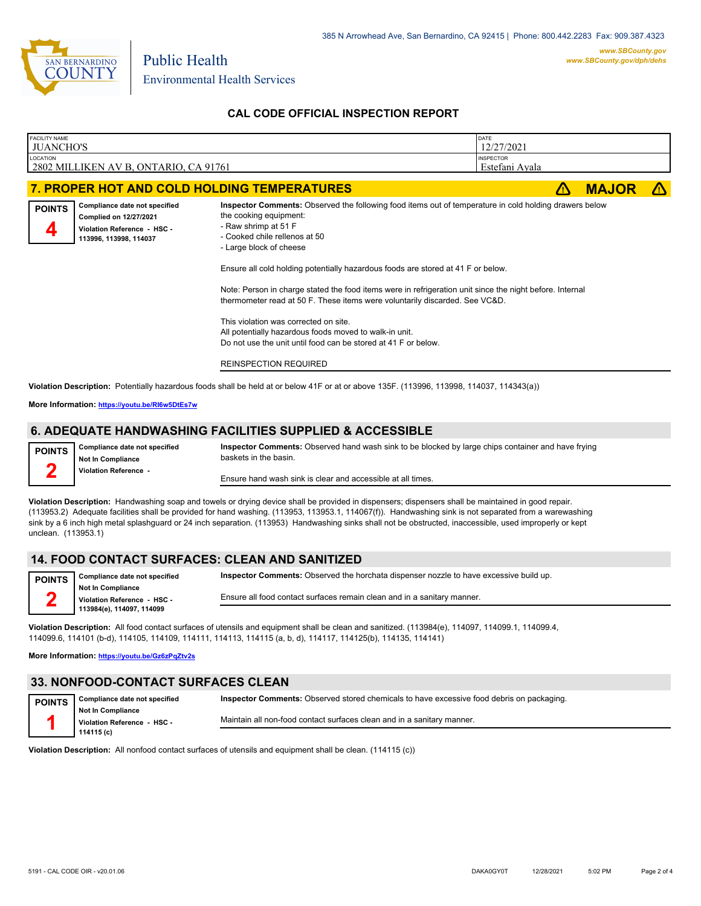385 N Arrowhead Ave, San Bernardino, CA 92415 | Phone: 800.442.2283 Fax: 909.387.4323

www.SBCounty.gov
www.SBCounty.gov/dph/dehs

San Bernardino County
Public Health
Environmental Health Services

## CAL CODE OFFICIAL INSPECTION REPORT

| FACILITY NAME | DATE |
|---|---|
| JUANCHO'S | 12/27/2021 |
| LOCATION | INSPECTOR |
| 2802 MILLIKEN AV B, ONTARIO, CA 91761 | Estefani Ayala |

## 7. PROPER HOT AND COLD HOLDING TEMPERATURES — ⚠ MAJOR ⚠

**POINTS 4**

**Compliance date not specified**
**Complied on 12/27/2021**
**Violation Reference - HSC - 113996, 113998, 114037**

**Inspector Comments:** Observed the following food items out of temperature in cold holding drawers below the cooking equipment:
- Raw shrimp at 51 F
- Cooked chile rellenos at 50
- Large block of cheese

Ensure all cold holding potentially hazardous foods are stored at 41 F or below.

Note: Person in charge stated the food items were in refrigeration unit since the night before. Internal thermometer read at 50 F. These items were voluntarily discarded. See VC&D.

This violation was corrected on site.
All potentially hazardous foods moved to walk-in unit.
Do not use the unit until food can be stored at 41 F or below.

REINSPECTION REQUIRED

**Violation Description:** Potentially hazardous foods shall be held at or below 41F or at or above 135F. (113996, 113998, 114037, 114343(a))

**More Information:** https://youtu.be/RI6w5DtEs7w

## 6. ADEQUATE HANDWASHING FACILITIES SUPPLIED & ACCESSIBLE

**POINTS 2**

**Compliance date not specified**
**Not In Compliance**
**Violation Reference -**

**Inspector Comments:** Observed hand wash sink to be blocked by large chips container and have frying baskets in the basin.

Ensure hand wash sink is clear and accessible at all times.

**Violation Description:** Handwashing soap and towels or drying device shall be provided in dispensers; dispensers shall be maintained in good repair. (113953.2) Adequate facilities shall be provided for hand washing. (113953, 113953.1, 114067(f)). Handwashing sink is not separated from a warewashing sink by a 6 inch high metal splashguard or 24 inch separation. (113953) Handwashing sinks shall not be obstructed, inaccessible, used improperly or kept unclean. (113953.1)

## 14. FOOD CONTACT SURFACES: CLEAN AND SANITIZED

**POINTS 2**

**Compliance date not specified**
**Not In Compliance**
**Violation Reference - HSC - 113984(e), 114097, 114099**

**Inspector Comments:** Observed the horchata dispenser nozzle to have excessive build up.

Ensure all food contact surfaces remain clean and in a sanitary manner.

**Violation Description:** All food contact surfaces of utensils and equipment shall be clean and sanitized. (113984(e), 114097, 114099.1, 114099.4, 114099.6, 114101 (b-d), 114105, 114109, 114111, 114113, 114115 (a, b, d), 114117, 114125(b), 114135, 114141)

**More Information:** https://youtu.be/Gz6zPqZtv2s

## 33. NONFOOD-CONTACT SURFACES CLEAN

**POINTS 1**

**Compliance date not specified**
**Not In Compliance**
**Violation Reference - HSC - 114115 (c)**

**Inspector Comments:** Observed stored chemicals to have excessive food debris on packaging.

Maintain all non-food contact surfaces clean and in a sanitary manner.

**Violation Description:** All nonfood contact surfaces of utensils and equipment shall be clean. (114115 (c))

5191 - CAL CODE OIR - v20.01.06 DAKA0GY0T 12/28/2021 5:02 PM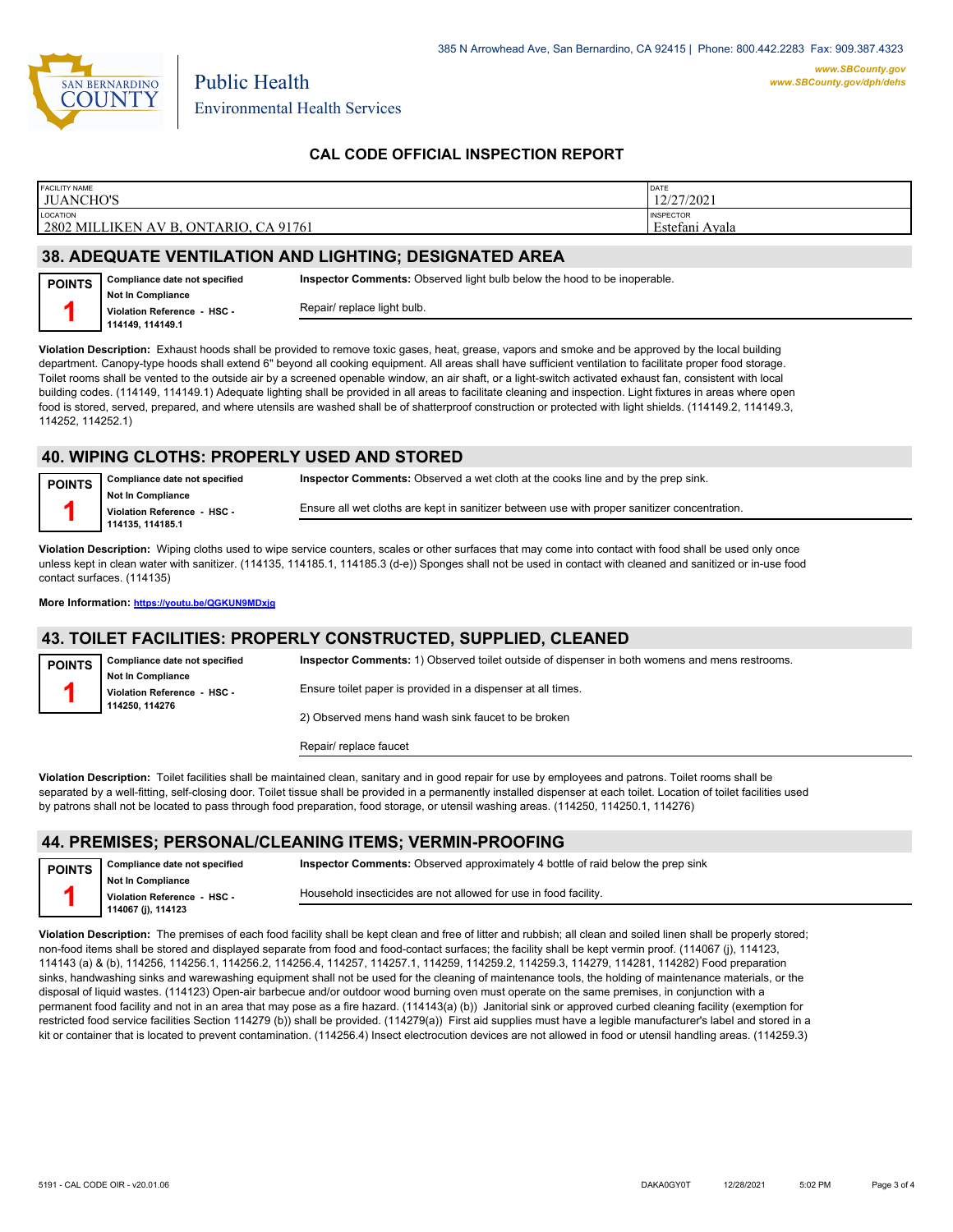385 N Arrowhead Ave, San Bernardino, CA 92415 | Phone: 800.442.2283 Fax: 909.387.4323

***www.SBCounty.gov***
***www.SBCounty.gov/dph/dehs***

San Bernardino County
Public Health
Environmental Health Services

## CAL CODE OFFICIAL INSPECTION REPORT

| FACILITY NAME | DATE |
|---|---|
| JUANCHO'S | 12/27/2021 |
| **LOCATION** | **INSPECTOR** |
| 2802 MILLIKEN AV B, ONTARIO, CA 91761 | Estefani Ayala |

## 38. ADEQUATE VENTILATION AND LIGHTING; DESIGNATED AREA

**POINTS 1**

**Compliance date not specified**
**Not In Compliance**
**Violation Reference - HSC - 114149, 114149.1**

**Inspector Comments:** Observed light bulb below the hood to be inoperable.

Repair/ replace light bulb.

**Violation Description:** Exhaust hoods shall be provided to remove toxic gases, heat, grease, vapors and smoke and be approved by the local building department. Canopy-type hoods shall extend 6" beyond all cooking equipment. All areas shall have sufficient ventilation to facilitate proper food storage. Toilet rooms shall be vented to the outside air by a screened openable window, an air shaft, or a light-switch activated exhaust fan, consistent with local building codes. (114149, 114149.1) Adequate lighting shall be provided in all areas to facilitate cleaning and inspection. Light fixtures in areas where open food is stored, served, prepared, and where utensils are washed shall be of shatterproof construction or protected with light shields. (114149.2, 114149.3, 114252, 114252.1)

## 40. WIPING CLOTHS: PROPERLY USED AND STORED

**POINTS 1**

**Compliance date not specified**
**Not In Compliance**
**Violation Reference - HSC - 114135, 114185.1**

**Inspector Comments:** Observed a wet cloth at the cooks line and by the prep sink.

Ensure all wet cloths are kept in sanitizer between use with proper sanitizer concentration.

**Violation Description:** Wiping cloths used to wipe service counters, scales or other surfaces that may come into contact with food shall be used only once unless kept in clean water with sanitizer. (114135, 114185.1, 114185.3 (d-e)) Sponges shall not be used in contact with cleaned and sanitized or in-use food contact surfaces. (114135)

**More Information: https://youtu.be/QGKUN9MDxjg**

## 43. TOILET FACILITIES: PROPERLY CONSTRUCTED, SUPPLIED, CLEANED

**POINTS 1**

**Compliance date not specified**
**Not In Compliance**
**Violation Reference - HSC - 114250, 114276**

**Inspector Comments:** 1) Observed toilet outside of dispenser in both womens and mens restrooms.

Ensure toilet paper is provided in a dispenser at all times.

2) Observed mens hand wash sink faucet to be broken

Repair/ replace faucet

**Violation Description:** Toilet facilities shall be maintained clean, sanitary and in good repair for use by employees and patrons. Toilet rooms shall be separated by a well-fitting, self-closing door. Toilet tissue shall be provided in a permanently installed dispenser at each toilet. Location of toilet facilities used by patrons shall not be located to pass through food preparation, food storage, or utensil washing areas. (114250, 114250.1, 114276)

## 44. PREMISES; PERSONAL/CLEANING ITEMS; VERMIN-PROOFING

**POINTS 1**

**Compliance date not specified**
**Not In Compliance**
**Violation Reference - HSC - 114067 (j), 114123**

**Inspector Comments:** Observed approximately 4 bottle of raid below the prep sink

Household insecticides are not allowed for use in food facility.

**Violation Description:** The premises of each food facility shall be kept clean and free of litter and rubbish; all clean and soiled linen shall be properly stored; non-food items shall be stored and displayed separate from food and food-contact surfaces; the facility shall be kept vermin proof. (114067 (j), 114123, 114143 (a) & (b), 114256, 114256.1, 114256.2, 114256.4, 114257, 114257.1, 114259, 114259.2, 114259.3, 114279, 114281, 114282) Food preparation sinks, handwashing sinks and warewashing equipment shall not be used for the cleaning of maintenance tools, the holding of maintenance materials, or the disposal of liquid wastes. (114123) Open-air barbecue and/or outdoor wood burning oven must operate on the same premises, in conjunction with a permanent food facility and not in an area that may pose as a fire hazard. (114143(a) (b)) Janitorial sink or approved curbed cleaning facility (exemption for restricted food service facilities Section 114279 (b)) shall be provided. (114279(a)) First aid supplies must have a legible manufacturer's label and stored in a kit or container that is located to prevent contamination. (114256.4) Insect electrocution devices are not allowed in food or utensil handling areas. (114259.3)

5191 - CAL CODE OIR - v20.01.06 DAKA0GY0T 12/28/2021 5:02 PM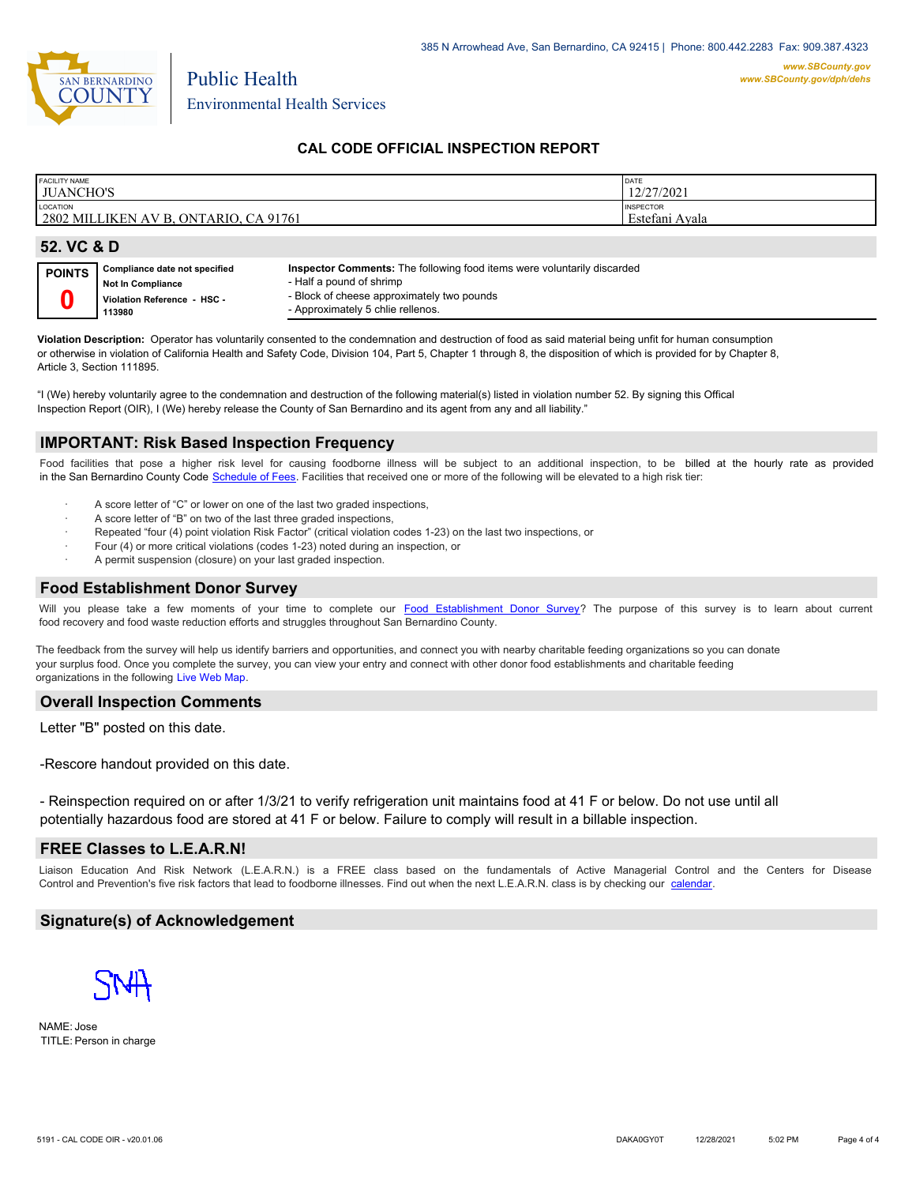385 N Arrowhead Ave, San Bernardino, CA 92415 | Phone: 800.442.2283 Fax: 909.387.4323

www.SBCounty.gov
www.SBCounty.gov/dph/dehs

SAN BERNARDINO COUNTY

Public Health
Environmental Health Services

## CAL CODE OFFICIAL INSPECTION REPORT

| | |
|---|---|
| FACILITY NAME<br>JUANCHO'S | DATE<br>12/27/2021 |
| LOCATION<br>2802 MILLIKEN AV B, ONTARIO, CA 91761 | INSPECTOR<br>Estefani Ayala |

## 52. VC & D

| | | |
|---|---|---|
| **POINTS**<br>**0** | **Compliance date not specified**<br>**Not In Compliance**<br>**Violation Reference - HSC - 113980** | **Inspector Comments:** The following food items were voluntarily discarded<br>- Half a pound of shrimp<br>- Block of cheese approximately two pounds<br>- Approximately 5 chlie rellenos. |

**Violation Description:** Operator has voluntarily consented to the condemnation and destruction of food as said material being unfit for human consumption or otherwise in violation of California Health and Safety Code, Division 104, Part 5, Chapter 1 through 8, the disposition of which is provided for by Chapter 8, Article 3, Section 111895.

"I (We) hereby voluntarily agree to the condemnation and destruction of the following material(s) listed in violation number 52. By signing this Offical Inspection Report (OIR), I (We) hereby release the County of San Bernardino and its agent from any and all liability."

## IMPORTANT: Risk Based Inspection Frequency

Food facilities that pose a higher risk level for causing foodborne illness will be subject to an additional inspection, to be billed at the hourly rate as provided in the San Bernardino County Code Schedule of Fees. Facilities that received one or more of the following will be elevated to a high risk tier:

- A score letter of "C" or lower on one of the last two graded inspections,
- A score letter of "B" on two of the last three graded inspections,
- Repeated "four (4) point violation Risk Factor" (critical violation codes 1-23) on the last two inspections, or
- Four (4) or more critical violations (codes 1-23) noted during an inspection, or
- A permit suspension (closure) on your last graded inspection.

## Food Establishment Donor Survey

Will you please take a few moments of your time to complete our Food Establishment Donor Survey? The purpose of this survey is to learn about current food recovery and food waste reduction efforts and struggles throughout San Bernardino County.

The feedback from the survey will help us identify barriers and opportunities, and connect you with nearby charitable feeding organizations so you can donate your surplus food. Once you complete the survey, you can view your entry and connect with other donor food establishments and charitable feeding organizations in the following Live Web Map.

## Overall Inspection Comments

Letter "B" posted on this date.

-Rescore handout provided on this date.

- Reinspection required on or after 1/3/21 to verify refrigeration unit maintains food at 41 F or below. Do not use until all potentially hazardous food are stored at 41 F or below. Failure to comply will result in a billable inspection.

## FREE Classes to L.E.A.R.N!

Liaison Education And Risk Network (L.E.A.R.N.) is a FREE class based on the fundamentals of Active Managerial Control and the Centers for Disease Control and Prevention's five risk factors that lead to foodborne illnesses. Find out when the next L.E.A.R.N. class is by checking our calendar.

## Signature(s) of Acknowledgement

NAME: Jose
TITLE: Person in charge

5191 - CAL CODE OIR - v20.01.06 DAKA0GY0T 12/28/2021 5:02 PM